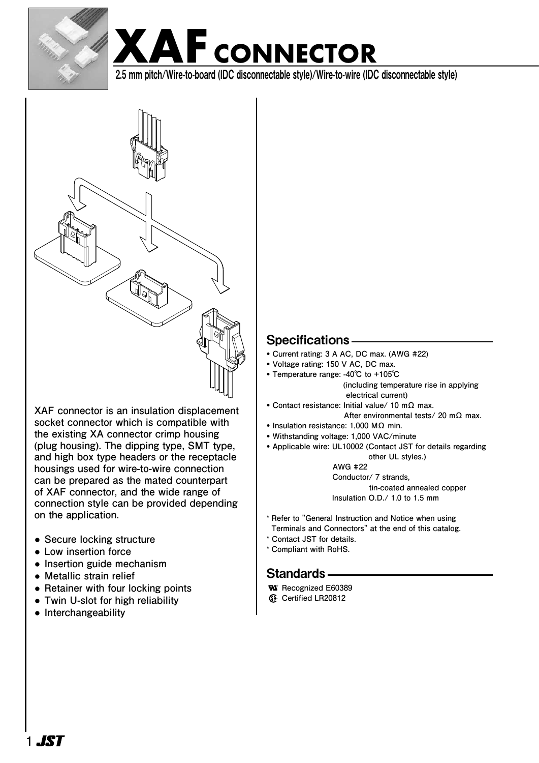# XAF CONNECTOR

**2.5 mm pitch/Wire-to-board (IDC disconnectable style)/Wire-to-wire (IDC disconnectable style)**

XAF connector is an insulation displacement socket connector which is compatible with the existing XA connector crimp housing (plug housing). The dipping type, SMT type, and high box type headers or the receptacle housings used for wire-to-wire connection can be prepared as the mated counterpart of XAF connector, and the wide range of connection style can be provided depending on the application.

- Secure locking structure
- Low insertion force
- Insertion guide mechanism
- Metallic strain relief
- Retainer with four locking points
- Twin U-slot for high reliability
- Interchangeability

## Specifications

- Current rating: 3 A AC, DC max. (AWG #22)
- Voltage rating: 150 V AC, DC max.
- Temperature range: -40℃ to +105℃ (including temperature rise in applying electrical current)
- Contact resistance: Initial value/ 10 mΩ max. After environmental tests/ 20 mΩ max.
- Insulation resistance: 1,000 MΩ min.
- Withstanding voltage: 1,000 VAC/minute
- Applicable wire: UL10002 (Contact JST for details regarding other UL styles.)
  AWG #22
  Conductor/ 7 strands, tin-coated annealed copper
  Insulation O.D./ 1.0 to 1.5 mm

* Refer to "General Instruction and Notice when using Terminals and Connectors" at the end of this catalog.
* Contact JST for details.
* Compliant with RoHS.

## Standards

UL Recognized E60389
CSA Certified LR20812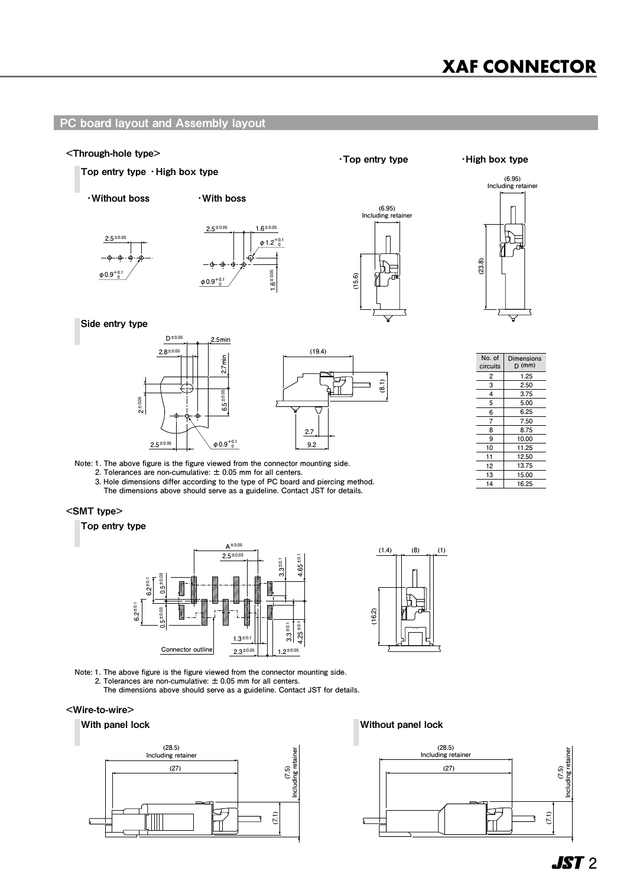## PC board layout and Assembly layout

### <Through-hole type>

#### Top entry type ・High box type

・Without boss

2.5±0.05

φ0.9 +0.1/0

・With boss

2.5±0.05

1.6±0.05

φ1.2 +0.1/0

φ0.9 +0.1/0

1.6±0.05

・Top entry type

(6.95)
Including retainer

(15.6)

・High box type

(6.95)
Including retainer

(23.8)

#### Side entry type

D±0.05

2.5min

2.8±0.05

2.7min

2±0.05

6.5±0.05

2.5±0.05

φ0.9 +0.1/0

(19.4)

(8.1)

2.7

9.2

| No. of circuits | Dimensions D (mm) |
|---|---|
| 2 | 1.25 |
| 3 | 2.50 |
| 4 | 3.75 |
| 5 | 5.00 |
| 6 | 6.25 |
| 7 | 7.50 |
| 8 | 8.75 |
| 9 | 10.00 |
| 10 | 11.25 |
| 11 | 12.50 |
| 12 | 13.75 |
| 13 | 15.00 |
| 14 | 16.25 |

Note: 1. The above figure is the figure viewed from the connector mounting side.
2. Tolerances are non-cumulative: ± 0.05 mm for all centers.
3. Hole dimensions differ according to the type of PC board and piercing method.
The dimensions above should serve as a guideline. Contact JST for details.

### <SMT type>

#### Top entry type

A±0.05

2.5±0.03

3.3±0.1

4.65±0.1

6.2±0.1

0.5±0.03

6.2±0.1

0.5±0.03

1.3±0.1

3.3±0.1

4.25±0.1

Connector outline

2.3±0.05

1.2±0.05

(1.4) (8) (1)

(16.2)

Note: 1. The above figure is the figure viewed from the connector mounting side.
2. Tolerances are non-cumulative: ± 0.05 mm for all centers.
The dimensions above should serve as a guideline. Contact JST for details.

### <Wire-to-wire>

#### With panel lock

(28.5)
Including retainer

(27)

(7.5)
Including retainer

(7.1)

#### Without panel lock

(28.5)
Including retainer

(27)

(7.5)
Including retainer

(7.1)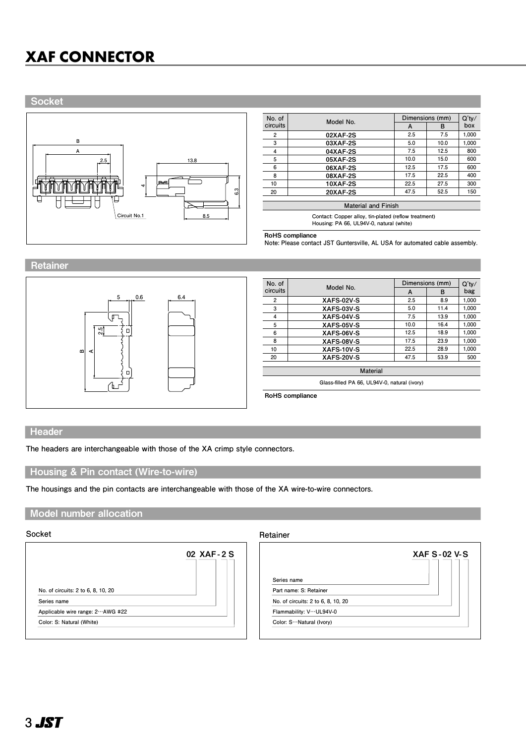# XAF CONNECTOR

## Socket

B
A
2.5
13.8
4
6.3
Circuit No.1
8.5

| No. of circuits | Model No. | Dimensions (mm) | | Q'ty/ box |
|---|---|---|---|---|
| | | A | B | |
| 2 | **02XAF-2S** | 2.5 | 7.5 | 1,000 |
| 3 | **03XAF-2S** | 5.0 | 10.0 | 1,000 |
| 4 | **04XAF-2S** | 7.5 | 12.5 | 800 |
| 5 | **05XAF-2S** | 10.0 | 15.0 | 600 |
| 6 | **06XAF-2S** | 12.5 | 17.5 | 600 |
| 8 | **08XAF-2S** | 17.5 | 22.5 | 400 |
| 10 | **10XAF-2S** | 22.5 | 27.5 | 300 |
| 20 | **20XAF-2S** | 47.5 | 52.5 | 150 |

| Material and Finish |
|---|
| Contact: Copper alloy, tin-plated (reflow treatment) Housing: PA 66, UL94V-0, natural (white) |

**RoHS compliance**
Note: Please contact JST Guntersville, AL USA for automated cable assembly.

## Retainer

5
0.6
6.4
2.5
B
A

| No. of circuits | Model No. | Dimensions (mm) | | Q'ty/ bag |
|---|---|---|---|---|
| | | A | B | |
| 2 | **XAFS-02V-S** | 2.5 | 8.9 | 1,000 |
| 3 | **XAFS-03V-S** | 5.0 | 11.4 | 1,000 |
| 4 | **XAFS-04V-S** | 7.5 | 13.9 | 1,000 |
| 5 | **XAFS-05V-S** | 10.0 | 16.4 | 1,000 |
| 6 | **XAFS-06V-S** | 12.5 | 18.9 | 1,000 |
| 8 | **XAFS-08V-S** | 17.5 | 23.9 | 1,000 |
| 10 | **XAFS-10V-S** | 22.5 | 28.9 | 1,000 |
| 20 | **XAFS-20V-S** | 47.5 | 53.9 | 500 |

| Material |
|---|
| Glass-filled PA 66, UL94V-0, natural (ivory) |

**RoHS compliance**

## Header

The headers are interchangeable with those of the XA crimp style connectors.

## Housing & Pin contact (Wire-to-wire)

The housings and the pin contacts are interchangeable with those of the XA wire-to-wire connectors.

## Model number allocation

### Socket

**02 XAF - 2 S**

- No. of circuits: 2 to 6, 8, 10, 20
- Series name
- Applicable wire range: 2···AWG #22
- Color: S: Natural (White)

### Retainer

**XAF S - 02 V - S**

- Series name
- Part name: S: Retainer
- No. of circuits: 2 to 6, 8, 10, 20
- Flammability: V···UL94V-0
- Color: S···Natural (Ivory)